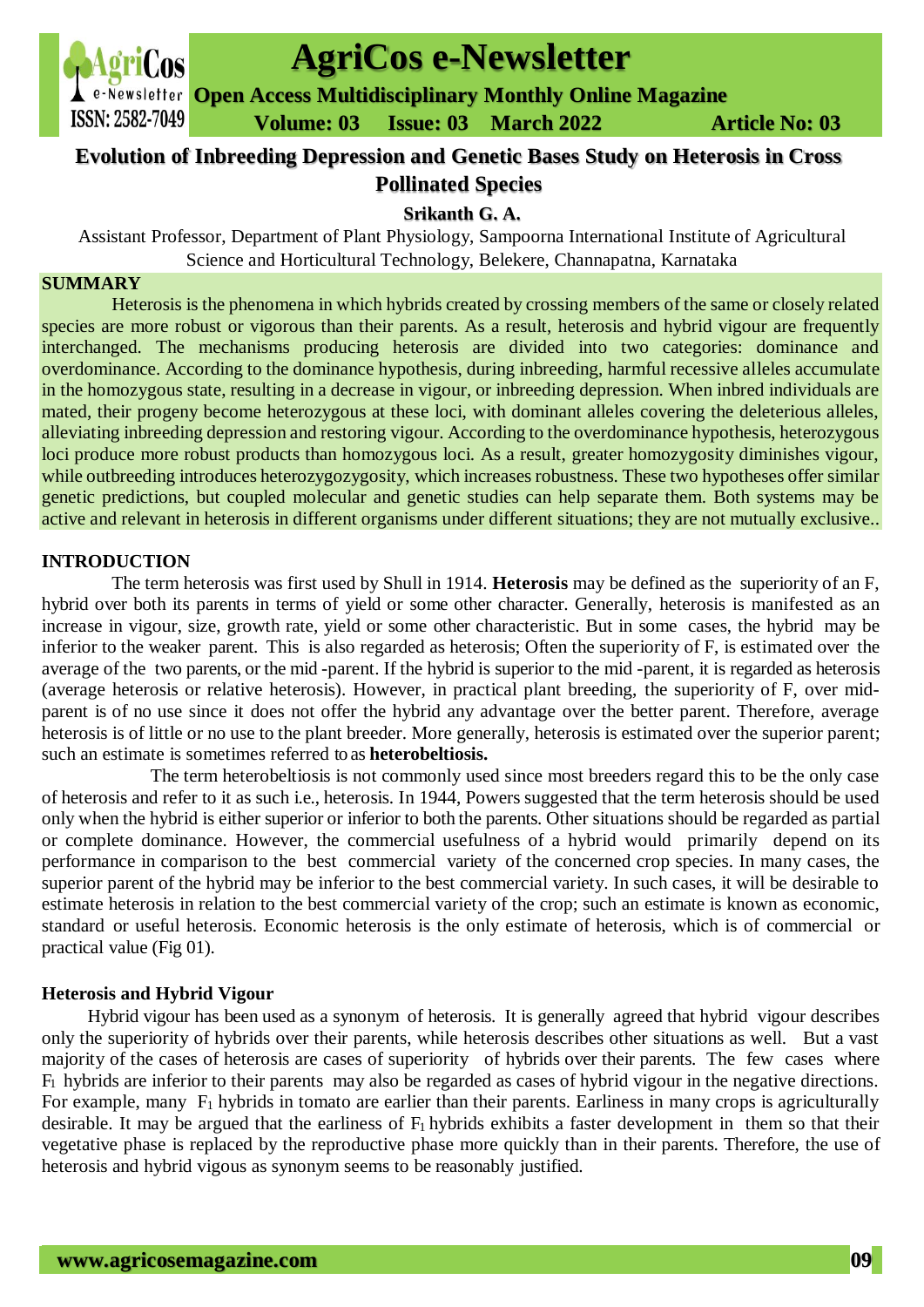# Evolution of Inbreeding Depression and Genetic Bases Study on Heterosis in Cross Pollinated Species

**Srikanth G. A.**

Assistant Professor, Department of Plant Physiology, Sampoorna International Institute of Agricultural Science and Horticultural Technology, Belekere, Channapatna, Karnataka

## SUMMARY

Heterosis is the phenomena in which hybrids created by crossing members of the same or closely related species are more robust or vigorous than their parents. As a result, heterosis and hybrid vigour are frequently interchanged. The mechanisms producing heterosis are divided into two categories: dominance and overdominance. According to the dominance hypothesis, during inbreeding, harmful recessive alleles accumulate in the homozygous state, resulting in a decrease in vigour, or inbreeding depression. When inbred individuals are mated, their progeny become heterozygous at these loci, with dominant alleles covering the deleterious alleles, alleviating inbreeding depression and restoring vigour. According to the overdominance hypothesis, heterozygous loci produce more robust products than homozygous loci. As a result, greater homozygosity diminishes vigour, while outbreeding introduces heterozygozygosity, which increases robustness. These two hypotheses offer similar genetic predictions, but coupled molecular and genetic studies can help separate them. Both systems may be active and relevant in heterosis in different organisms under different situations; they are not mutually exclusive..

## INTRODUCTION

The term heterosis was first used by Shull in 1914. **Heterosis** may be defined as the superiority of an F, hybrid over both its parents in terms of yield or some other character. Generally, heterosis is manifested as an increase in vigour, size, growth rate, yield or some other characteristic. But in some cases, the hybrid may be inferior to the weaker parent. This is also regarded as heterosis; Often the superiority of F, is estimated over the average of the two parents, or the mid -parent. If the hybrid is superior to the mid -parent, it is regarded as heterosis (average heterosis or relative heterosis). However, in practical plant breeding, the superiority of F, over mid-parent is of no use since it does not offer the hybrid any advantage over the better parent. Therefore, average heterosis is of little or no use to the plant breeder. More generally, heterosis is estimated over the superior parent; such an estimate is sometimes referred to as **heterobeltiosis.**

The term heterobeltiosis is not commonly used since most breeders regard this to be the only case of heterosis and refer to it as such i.e., heterosis. In 1944, Powers suggested that the term heterosis should be used only when the hybrid is either superior or inferior to both the parents. Other situations should be regarded as partial or complete dominance. However, the commercial usefulness of a hybrid would primarily depend on its performance in comparison to the best commercial variety of the concerned crop species. In many cases, the superior parent of the hybrid may be inferior to the best commercial variety. In such cases, it will be desirable to estimate heterosis in relation to the best commercial variety of the crop; such an estimate is known as economic, standard or useful heterosis. Economic heterosis is the only estimate of heterosis, which is of commercial or practical value (Fig 01).

### Heterosis and Hybrid Vigour

Hybrid vigour has been used as a synonym of heterosis. It is generally agreed that hybrid vigour describes only the superiority of hybrids over their parents, while heterosis describes other situations as well. But a vast majority of the cases of heterosis are cases of superiority of hybrids over their parents. The few cases where $F_1$ hybrids are inferior to their parents may also be regarded as cases of hybrid vigour in the negative directions. For example, many $F_1$ hybrids in tomato are earlier than their parents. Earliness in many crops is agriculturally desirable. It may be argued that the earliness of $F_1$ hybrids exhibits a faster development in them so that their vegetative phase is replaced by the reproductive phase more quickly than in their parents. Therefore, the use of heterosis and hybrid vigous as synonym seems to be reasonably justified.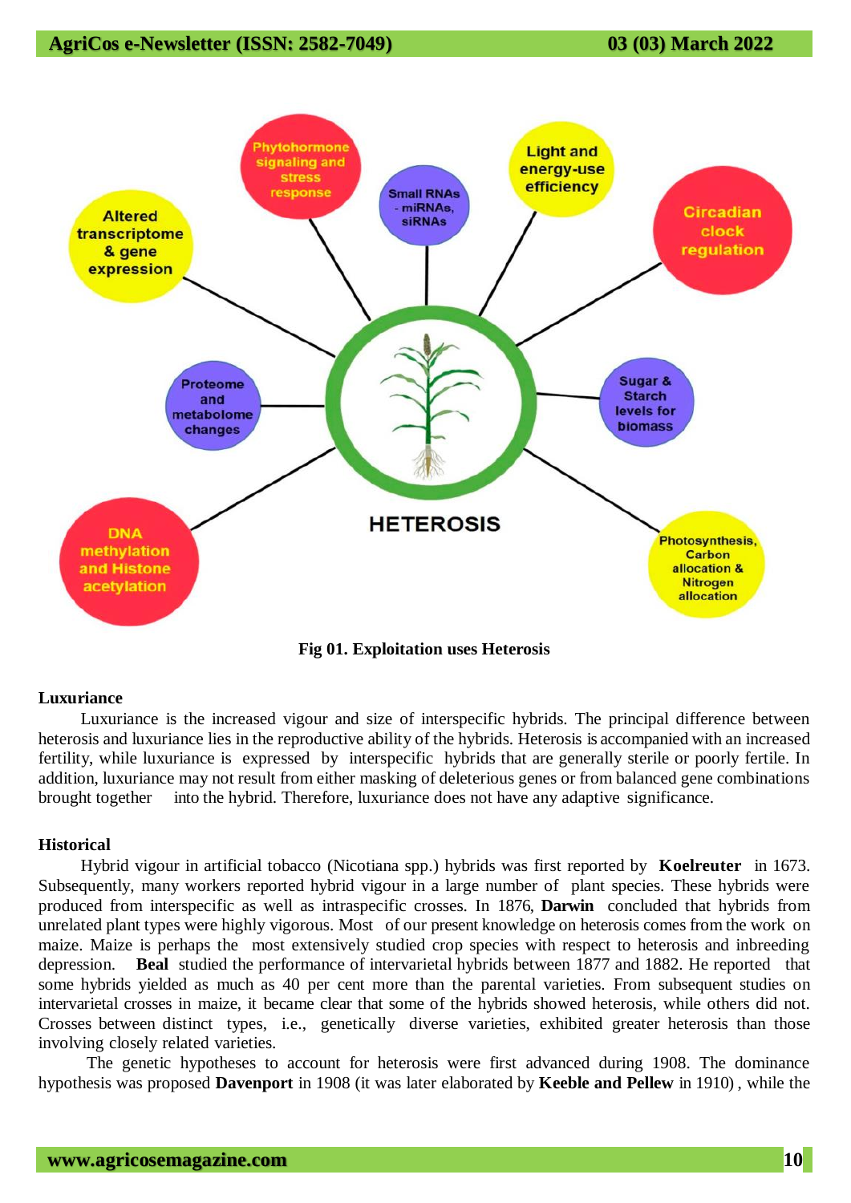Fig 01. Exploitation uses Heterosis

**Luxuriance**

Luxuriance is the increased vigour and size of interspecific hybrids. The principal difference between heterosis and luxuriance lies in the reproductive ability of the hybrids. Heterosis is accompanied with an increased fertility, while luxuriance is expressed by interspecific hybrids that are generally sterile or poorly fertile. In addition, luxuriance may not result from either masking of deleterious genes or from balanced gene combinations brought together into the hybrid. Therefore, luxuriance does not have any adaptive significance.

**Historical**

Hybrid vigour in artificial tobacco (Nicotiana spp.) hybrids was first reported by **Koelreuter** in 1673. Subsequently, many workers reported hybrid vigour in a large number of plant species. These hybrids were produced from interspecific as well as intraspecific crosses. In 1876, **Darwin** concluded that hybrids from unrelated plant types were highly vigorous. Most of our present knowledge on heterosis comes from the work on maize. Maize is perhaps the most extensively studied crop species with respect to heterosis and inbreeding depression. **Beal** studied the performance of intervarietal hybrids between 1877 and 1882. He reported that some hybrids yielded as much as 40 per cent more than the parental varieties. From subsequent studies on intervarietal crosses in maize, it became clear that some of the hybrids showed heterosis, while others did not. Crosses between distinct types, i.e., genetically diverse varieties, exhibited greater heterosis than those involving closely related varieties.

The genetic hypotheses to account for heterosis were first advanced during 1908. The dominance hypothesis was proposed **Davenport** in 1908 (it was later elaborated by **Keeble and Pellew** in 1910) , while the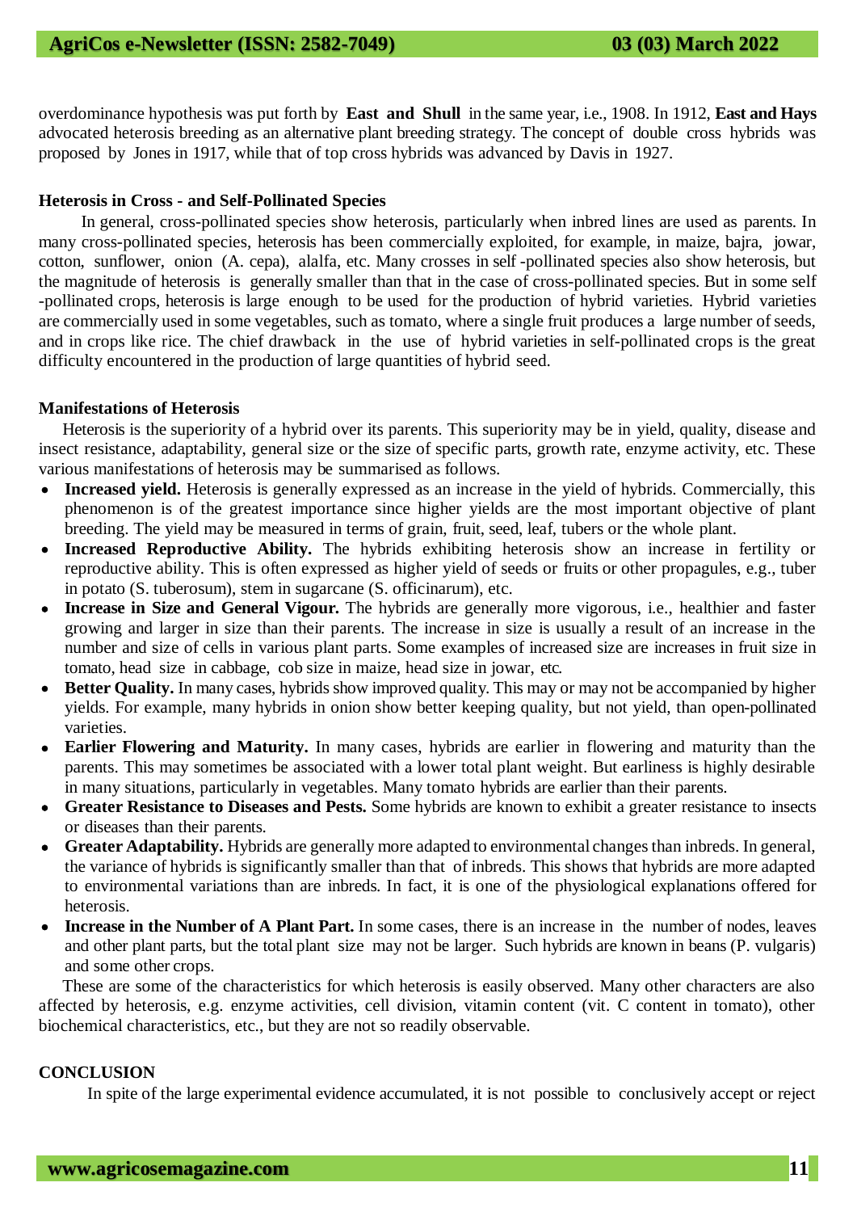overdominance hypothesis was put forth by **East and Shull** in the same year, i.e., 1908. In 1912, **East and Hays** advocated heterosis breeding as an alternative plant breeding strategy. The concept of double cross hybrids was proposed by Jones in 1917, while that of top cross hybrids was advanced by Davis in 1927.

**Heterosis in Cross - and Self-Pollinated Species**

In general, cross-pollinated species show heterosis, particularly when inbred lines are used as parents. In many cross-pollinated species, heterosis has been commercially exploited, for example, in maize, bajra, jowar, cotton, sunflower, onion (A. cepa), alalfa, etc. Many crosses in self -pollinated species also show heterosis, but the magnitude of heterosis is generally smaller than that in the case of cross-pollinated species. But in some self -pollinated crops, heterosis is large enough to be used for the production of hybrid varieties. Hybrid varieties are commercially used in some vegetables, such as tomato, where a single fruit produces a large number of seeds, and in crops like rice. The chief drawback in the use of hybrid varieties in self-pollinated crops is the great difficulty encountered in the production of large quantities of hybrid seed.

**Manifestations of Heterosis**

Heterosis is the superiority of a hybrid over its parents. This superiority may be in yield, quality, disease and insect resistance, adaptability, general size or the size of specific parts, growth rate, enzyme activity, etc. These various manifestations of heterosis may be summarised as follows.

- **Increased yield.** Heterosis is generally expressed as an increase in the yield of hybrids. Commercially, this phenomenon is of the greatest importance since higher yields are the most important objective of plant breeding. The yield may be measured in terms of grain, fruit, seed, leaf, tubers or the whole plant.
- **Increased Reproductive Ability.** The hybrids exhibiting heterosis show an increase in fertility or reproductive ability. This is often expressed as higher yield of seeds or fruits or other propagules, e.g., tuber in potato (S. tuberosum), stem in sugarcane (S. officinarum), etc.
- **Increase in Size and General Vigour.** The hybrids are generally more vigorous, i.e., healthier and faster growing and larger in size than their parents. The increase in size is usually a result of an increase in the number and size of cells in various plant parts. Some examples of increased size are increases in fruit size in tomato, head size in cabbage, cob size in maize, head size in jowar, etc.
- **Better Quality.** In many cases, hybrids show improved quality. This may or may not be accompanied by higher yields. For example, many hybrids in onion show better keeping quality, but not yield, than open-pollinated varieties.
- **Earlier Flowering and Maturity.** In many cases, hybrids are earlier in flowering and maturity than the parents. This may sometimes be associated with a lower total plant weight. But earliness is highly desirable in many situations, particularly in vegetables. Many tomato hybrids are earlier than their parents.
- **Greater Resistance to Diseases and Pests.** Some hybrids are known to exhibit a greater resistance to insects or diseases than their parents.
- **Greater Adaptability.** Hybrids are generally more adapted to environmental changes than inbreds. In general, the variance of hybrids is significantly smaller than that of inbreds. This shows that hybrids are more adapted to environmental variations than are inbreds. In fact, it is one of the physiological explanations offered for heterosis.
- **Increase in the Number of A Plant Part.** In some cases, there is an increase in the number of nodes, leaves and other plant parts, but the total plant size may not be larger. Such hybrids are known in beans (P. vulgaris) and some other crops.

These are some of the characteristics for which heterosis is easily observed. Many other characters are also affected by heterosis, e.g. enzyme activities, cell division, vitamin content (vit. C content in tomato), other biochemical characteristics, etc., but they are not so readily observable.

## CONCLUSION

In spite of the large experimental evidence accumulated, it is not possible to conclusively accept or reject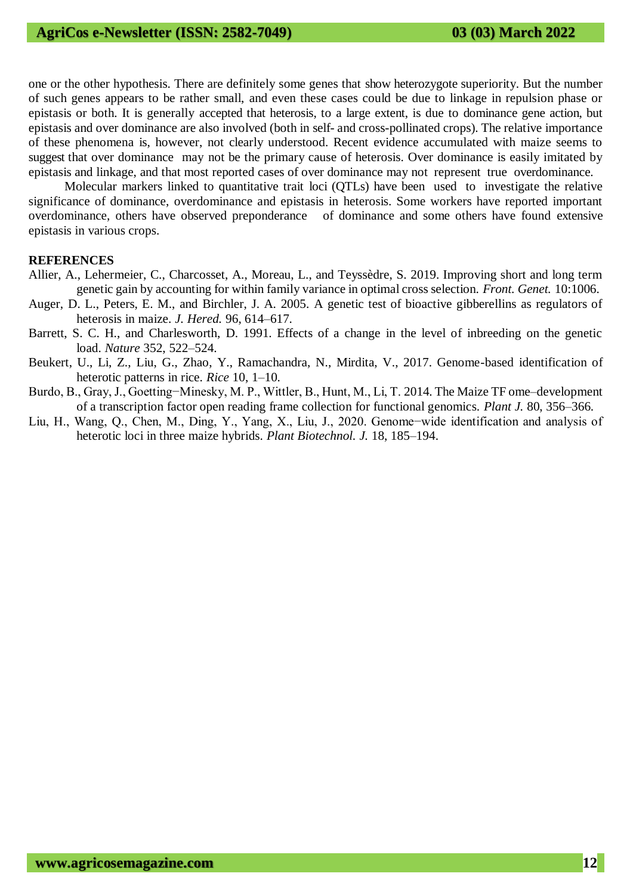one or the other hypothesis. There are definitely some genes that show heterozygote superiority. But the number of such genes appears to be rather small, and even these cases could be due to linkage in repulsion phase or epistasis or both. It is generally accepted that heterosis, to a large extent, is due to dominance gene action, but epistasis and over dominance are also involved (both in self- and cross-pollinated crops). The relative importance of these phenomena is, however, not clearly understood. Recent evidence accumulated with maize seems to suggest that over dominance may not be the primary cause of heterosis. Over dominance is easily imitated by epistasis and linkage, and that most reported cases of over dominance may not represent true overdominance.

Molecular markers linked to quantitative trait loci (QTLs) have been used to investigate the relative significance of dominance, overdominance and epistasis in heterosis. Some workers have reported important overdominance, others have observed preponderance of dominance and some others have found extensive epistasis in various crops.

## REFERENCES

Allier, A., Lehermeier, C., Charcosset, A., Moreau, L., and Teyssèdre, S. 2019. Improving short and long term genetic gain by accounting for within family variance in optimal cross selection. *Front. Genet.* 10:1006.

Auger, D. L., Peters, E. M., and Birchler, J. A. 2005. A genetic test of bioactive gibberellins as regulators of heterosis in maize. *J. Hered.* 96, 614–617.

Barrett, S. C. H., and Charlesworth, D. 1991. Effects of a change in the level of inbreeding on the genetic load. *Nature* 352, 522–524.

Beukert, U., Li, Z., Liu, G., Zhao, Y., Ramachandra, N., Mirdita, V., 2017. Genome-based identification of heterotic patterns in rice. *Rice* 10, 1–10.

Burdo, B., Gray, J., Goetting−Minesky, M. P., Wittler, B., Hunt, M., Li, T. 2014. The Maize TF ome–development of a transcription factor open reading frame collection for functional genomics. *Plant J.* 80, 356–366.

Liu, H., Wang, Q., Chen, M., Ding, Y., Yang, X., Liu, J., 2020. Genome−wide identification and analysis of heterotic loci in three maize hybrids. *Plant Biotechnol. J.* 18, 185–194.